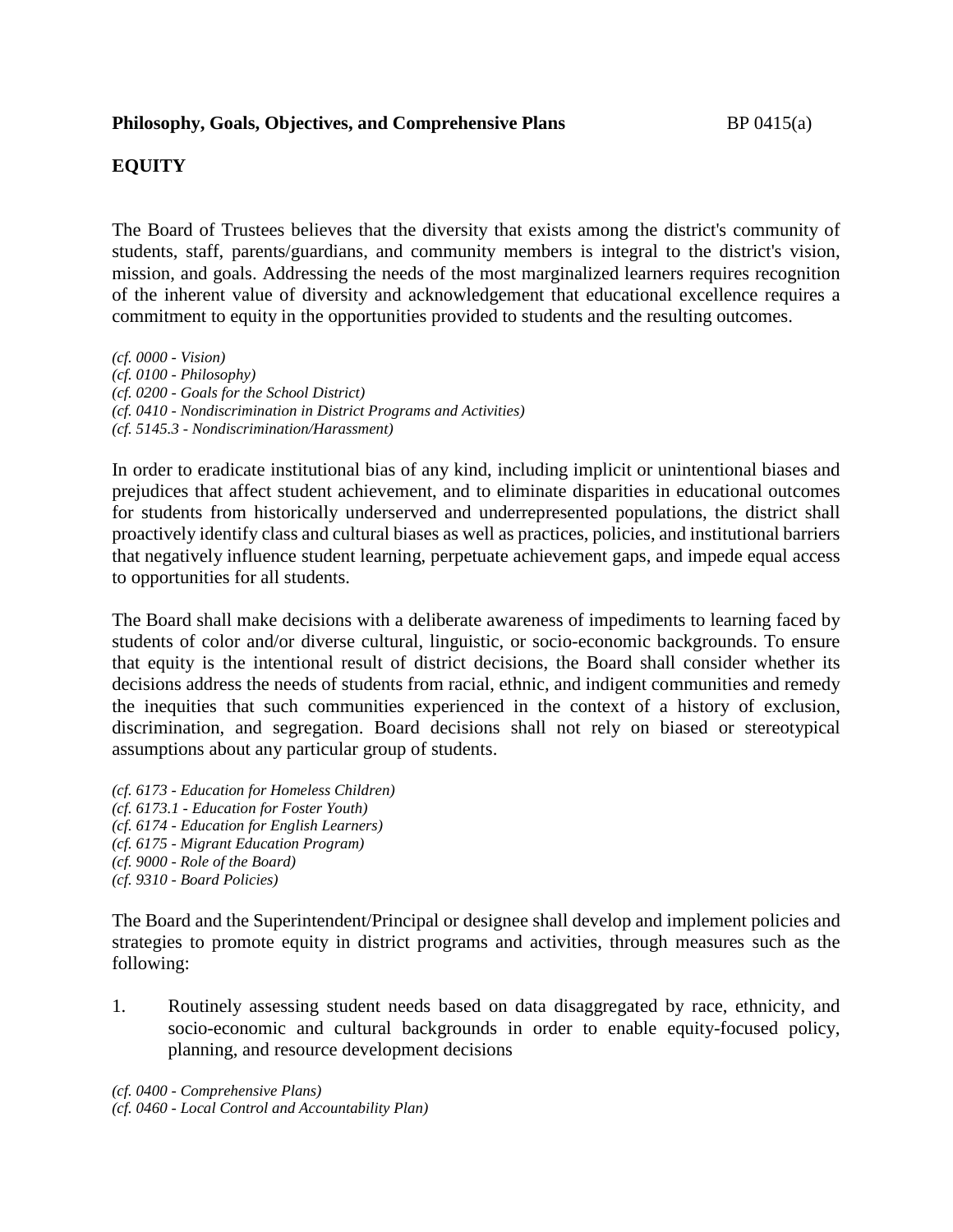**Philosophy, Goals, Objectives, and Comprehensive Plans** BP 0415(a)

## EQUITY

The Board of Trustees believes that the diversity that exists among the district's community of students, staff, parents/guardians, and community members is integral to the district's vision, mission, and goals. Addressing the needs of the most marginalized learners requires recognition of the inherent value of diversity and acknowledgement that educational excellence requires a commitment to equity in the opportunities provided to students and the resulting outcomes.

*(cf. 0000 - Vision)*
*(cf. 0100 - Philosophy)*
*(cf. 0200 - Goals for the School District)*
*(cf. 0410 - Nondiscrimination in District Programs and Activities)*
*(cf. 5145.3 - Nondiscrimination/Harassment)*

In order to eradicate institutional bias of any kind, including implicit or unintentional biases and prejudices that affect student achievement, and to eliminate disparities in educational outcomes for students from historically underserved and underrepresented populations, the district shall proactively identify class and cultural biases as well as practices, policies, and institutional barriers that negatively influence student learning, perpetuate achievement gaps, and impede equal access to opportunities for all students.

The Board shall make decisions with a deliberate awareness of impediments to learning faced by students of color and/or diverse cultural, linguistic, or socio-economic backgrounds. To ensure that equity is the intentional result of district decisions, the Board shall consider whether its decisions address the needs of students from racial, ethnic, and indigent communities and remedy the inequities that such communities experienced in the context of a history of exclusion, discrimination, and segregation. Board decisions shall not rely on biased or stereotypical assumptions about any particular group of students.

*(cf. 6173 - Education for Homeless Children)*
*(cf. 6173.1 - Education for Foster Youth)*
*(cf. 6174 - Education for English Learners)*
*(cf. 6175 - Migrant Education Program)*
*(cf. 9000 - Role of the Board)*
*(cf. 9310 - Board Policies)*

The Board and the Superintendent/Principal or designee shall develop and implement policies and strategies to promote equity in district programs and activities, through measures such as the following:

1. Routinely assessing student needs based on data disaggregated by race, ethnicity, and socio-economic and cultural backgrounds in order to enable equity-focused policy, planning, and resource development decisions

*(cf. 0400 - Comprehensive Plans)*
*(cf. 0460 - Local Control and Accountability Plan)*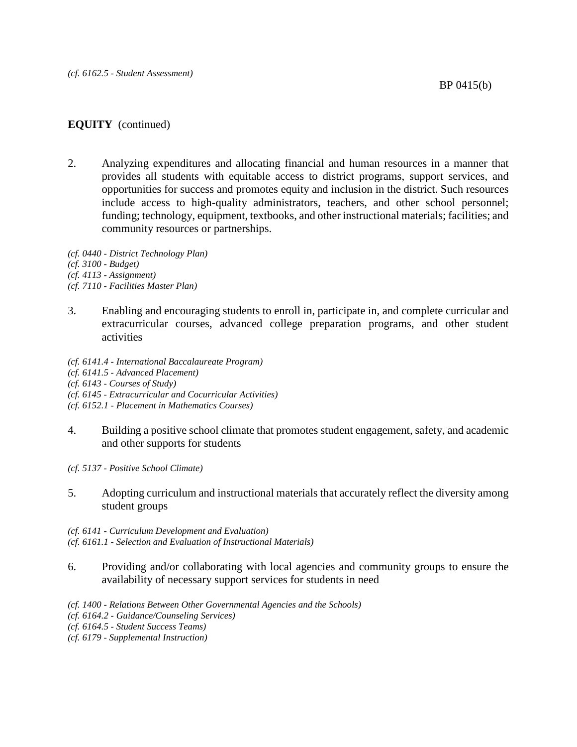*(cf. 6162.5 - Student Assessment)*

**EQUITY** (continued)

2. Analyzing expenditures and allocating financial and human resources in a manner that provides all students with equitable access to district programs, support services, and opportunities for success and promotes equity and inclusion in the district. Such resources include access to high-quality administrators, teachers, and other school personnel; funding; technology, equipment, textbooks, and other instructional materials; facilities; and community resources or partnerships.

*(cf. 0440 - District Technology Plan)*
*(cf. 3100 - Budget)*
*(cf. 4113 - Assignment)*
*(cf. 7110 - Facilities Master Plan)*

3. Enabling and encouraging students to enroll in, participate in, and complete curricular and extracurricular courses, advanced college preparation programs, and other student activities

*(cf. 6141.4 - International Baccalaureate Program)*
*(cf. 6141.5 - Advanced Placement)*
*(cf. 6143 - Courses of Study)*
*(cf. 6145 - Extracurricular and Cocurricular Activities)*
*(cf. 6152.1 - Placement in Mathematics Courses)*

4. Building a positive school climate that promotes student engagement, safety, and academic and other supports for students

*(cf. 5137 - Positive School Climate)*

5. Adopting curriculum and instructional materials that accurately reflect the diversity among student groups

*(cf. 6141 - Curriculum Development and Evaluation)*
*(cf. 6161.1 - Selection and Evaluation of Instructional Materials)*

6. Providing and/or collaborating with local agencies and community groups to ensure the availability of necessary support services for students in need

*(cf. 1400 - Relations Between Other Governmental Agencies and the Schools)*
*(cf. 6164.2 - Guidance/Counseling Services)*
*(cf. 6164.5 - Student Success Teams)*
*(cf. 6179 - Supplemental Instruction)*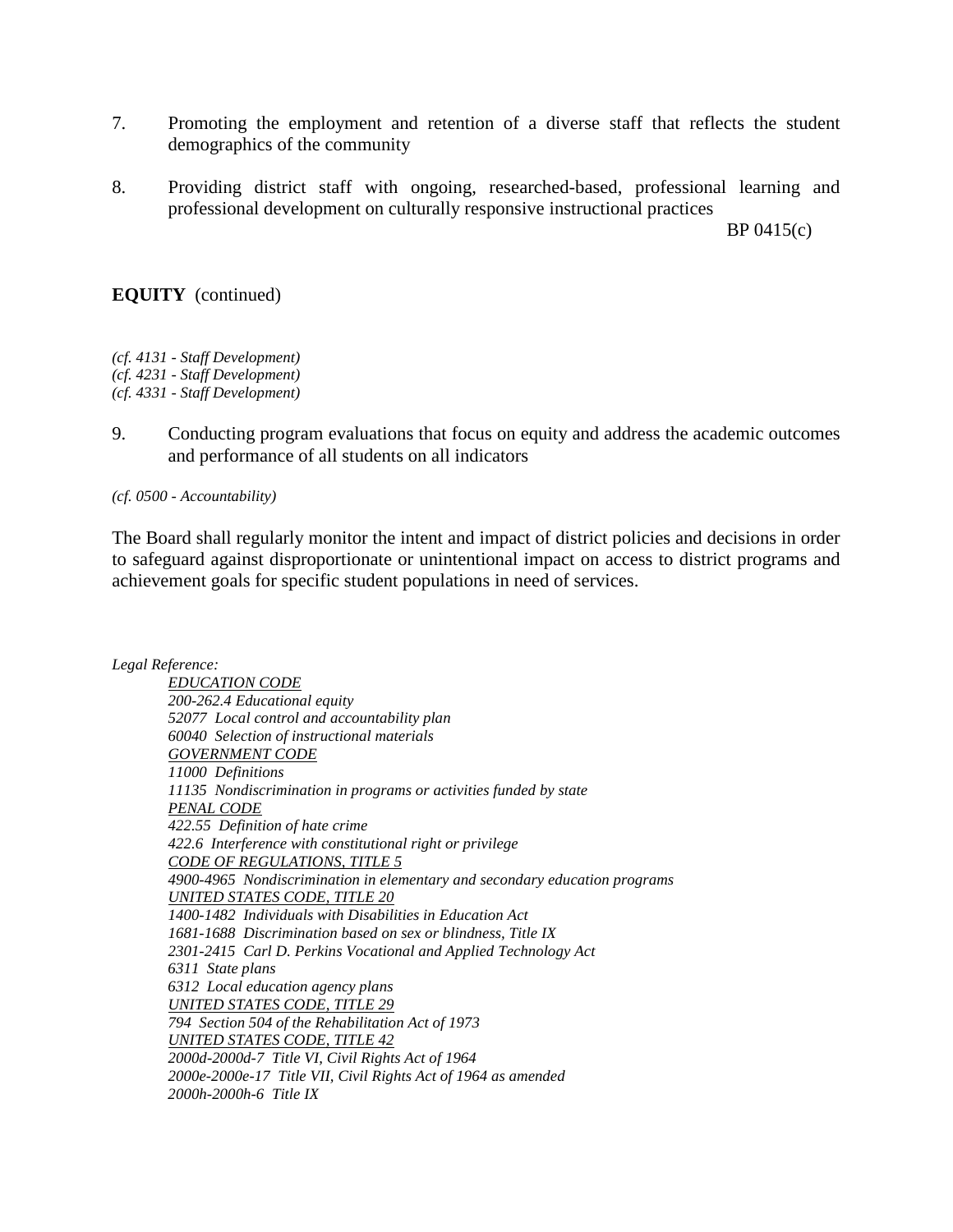7. Promoting the employment and retention of a diverse staff that reflects the student demographics of the community

8. Providing district staff with ongoing, researched-based, professional learning and professional development on culturally responsive instructional practices

*(cf. 4131 - Staff Development)*
*(cf. 4231 - Staff Development)*
*(cf. 4331 - Staff Development)*

9. Conducting program evaluations that focus on equity and address the academic outcomes and performance of all students on all indicators

*(cf. 0500 - Accountability)*

The Board shall regularly monitor the intent and impact of district policies and decisions in order to safeguard against disproportionate or unintentional impact on access to district programs and achievement goals for specific student populations in need of services.

*Legal Reference:*

*EDUCATION CODE*
*200-262.4 Educational equity*
*52077 Local control and accountability plan*
*60040 Selection of instructional materials*
*GOVERNMENT CODE*
*11000 Definitions*
*11135 Nondiscrimination in programs or activities funded by state*
*PENAL CODE*
*422.55 Definition of hate crime*
*422.6 Interference with constitutional right or privilege*
*CODE OF REGULATIONS, TITLE 5*
*4900-4965 Nondiscrimination in elementary and secondary education programs*
*UNITED STATES CODE, TITLE 20*
*1400-1482 Individuals with Disabilities in Education Act*
*1681-1688 Discrimination based on sex or blindness, Title IX*
*2301-2415 Carl D. Perkins Vocational and Applied Technology Act*
*6311 State plans*
*6312 Local education agency plans*
*UNITED STATES CODE, TITLE 29*
*794 Section 504 of the Rehabilitation Act of 1973*
*UNITED STATES CODE, TITLE 42*
*2000d-2000d-7 Title VI, Civil Rights Act of 1964*
*2000e-2000e-17 Title VII, Civil Rights Act of 1964 as amended*
*2000h-2000h-6 Title IX*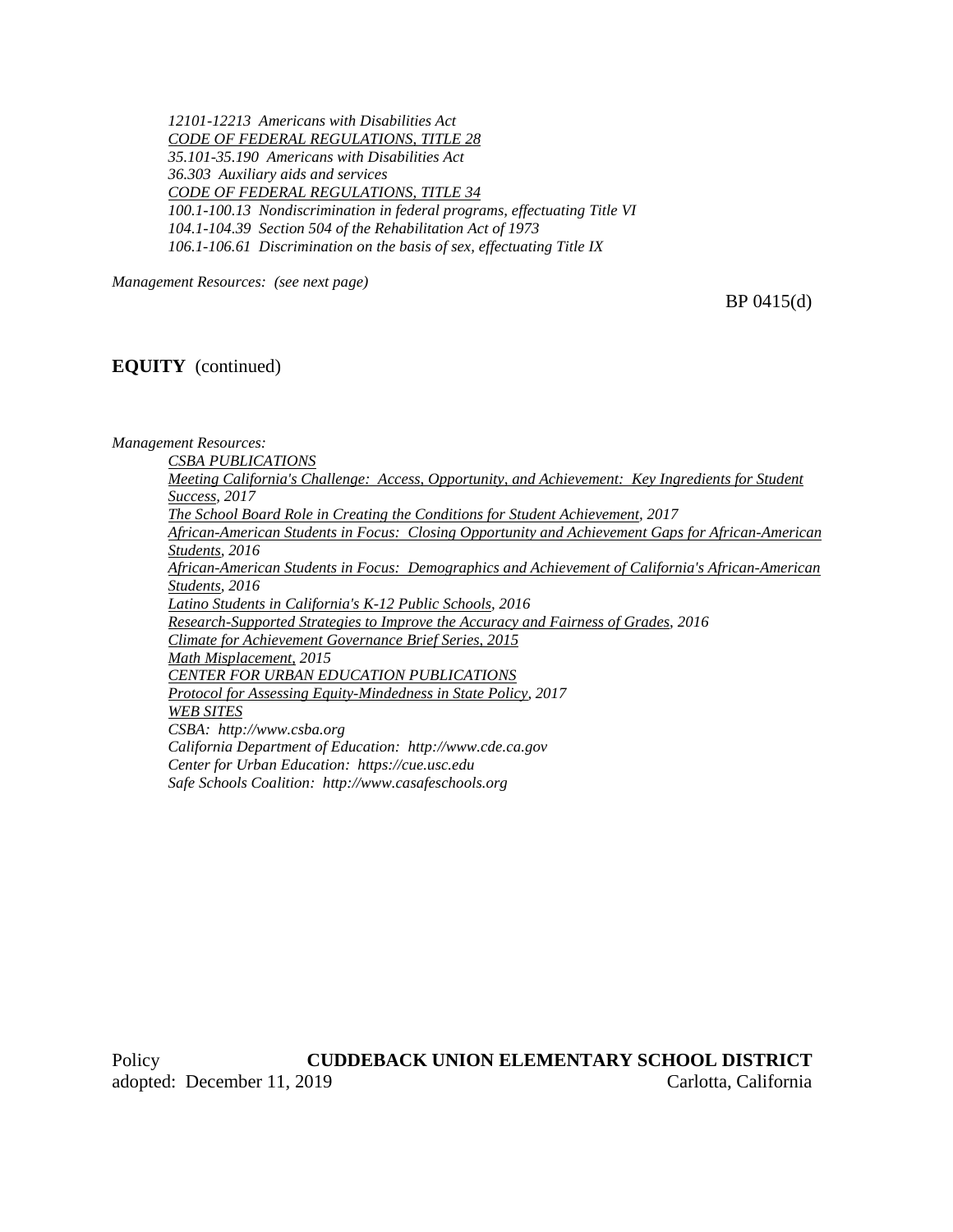*12101-12213 Americans with Disabilities Act*
*CODE OF FEDERAL REGULATIONS, TITLE 28*
*35.101-35.190 Americans with Disabilities Act*
*36.303 Auxiliary aids and services*
*CODE OF FEDERAL REGULATIONS, TITLE 34*
*100.1-100.13 Nondiscrimination in federal programs, effectuating Title VI*
*104.1-104.39 Section 504 of the Rehabilitation Act of 1973*
*106.1-106.61 Discrimination on the basis of sex, effectuating Title IX*

*Management Resources: (see next page)*

BP 0415(d)

**EQUITY** (continued)

*Management Resources:*
*CSBA PUBLICATIONS*
*Meeting California's Challenge: Access, Opportunity, and Achievement: Key Ingredients for Student Success, 2017*
*The School Board Role in Creating the Conditions for Student Achievement, 2017*
*African-American Students in Focus: Closing Opportunity and Achievement Gaps for African-American Students, 2016*
*African-American Students in Focus: Demographics and Achievement of California's African-American Students, 2016*
*Latino Students in California's K-12 Public Schools, 2016*
*Research-Supported Strategies to Improve the Accuracy and Fairness of Grades, 2016*
*Climate for Achievement Governance Brief Series, 2015*
*Math Misplacement, 2015*
*CENTER FOR URBAN EDUCATION PUBLICATIONS*
*Protocol for Assessing Equity-Mindedness in State Policy, 2017*
*WEB SITES*
*CSBA: http://www.csba.org*
*California Department of Education: http://www.cde.ca.gov*
*Center for Urban Education: https://cue.usc.edu*
*Safe Schools Coalition: http://www.casafeschools.org*

Policy **CUDDEBACK UNION ELEMENTARY SCHOOL DISTRICT**
adopted: December 11, 2019 Carlotta, California